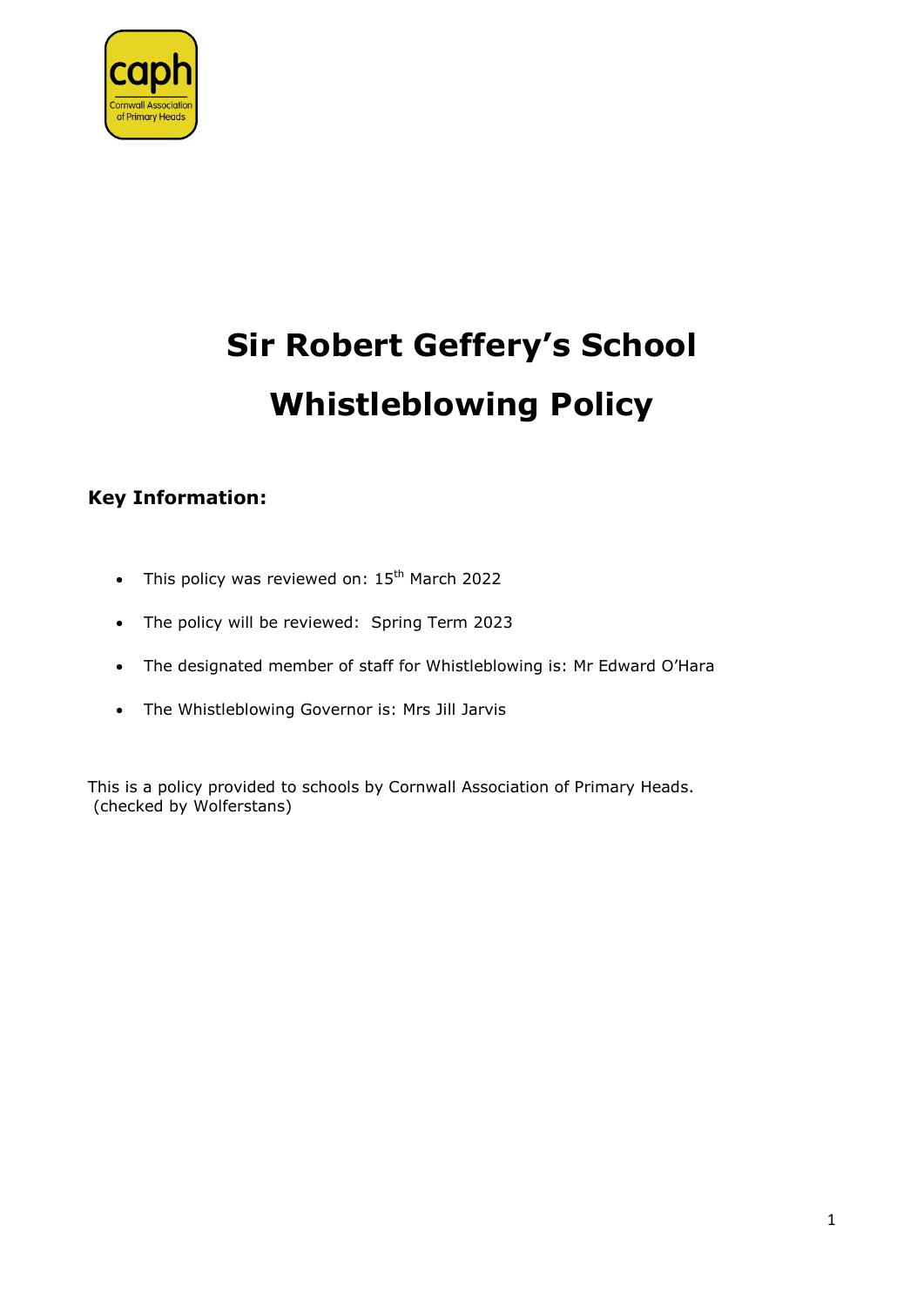# Sir Robert Geffery's School

# Whistleblowing Policy

## Key Information:

- This policy was reviewed on: 15th March 2022
- The policy will be reviewed: Spring Term 2023
- The designated member of staff for Whistleblowing is: Mr Edward O'Hara
- The Whistleblowing Governor is: Mrs Jill Jarvis

This is a policy provided to schools by Cornwall Association of Primary Heads.
(checked by Wolferstans)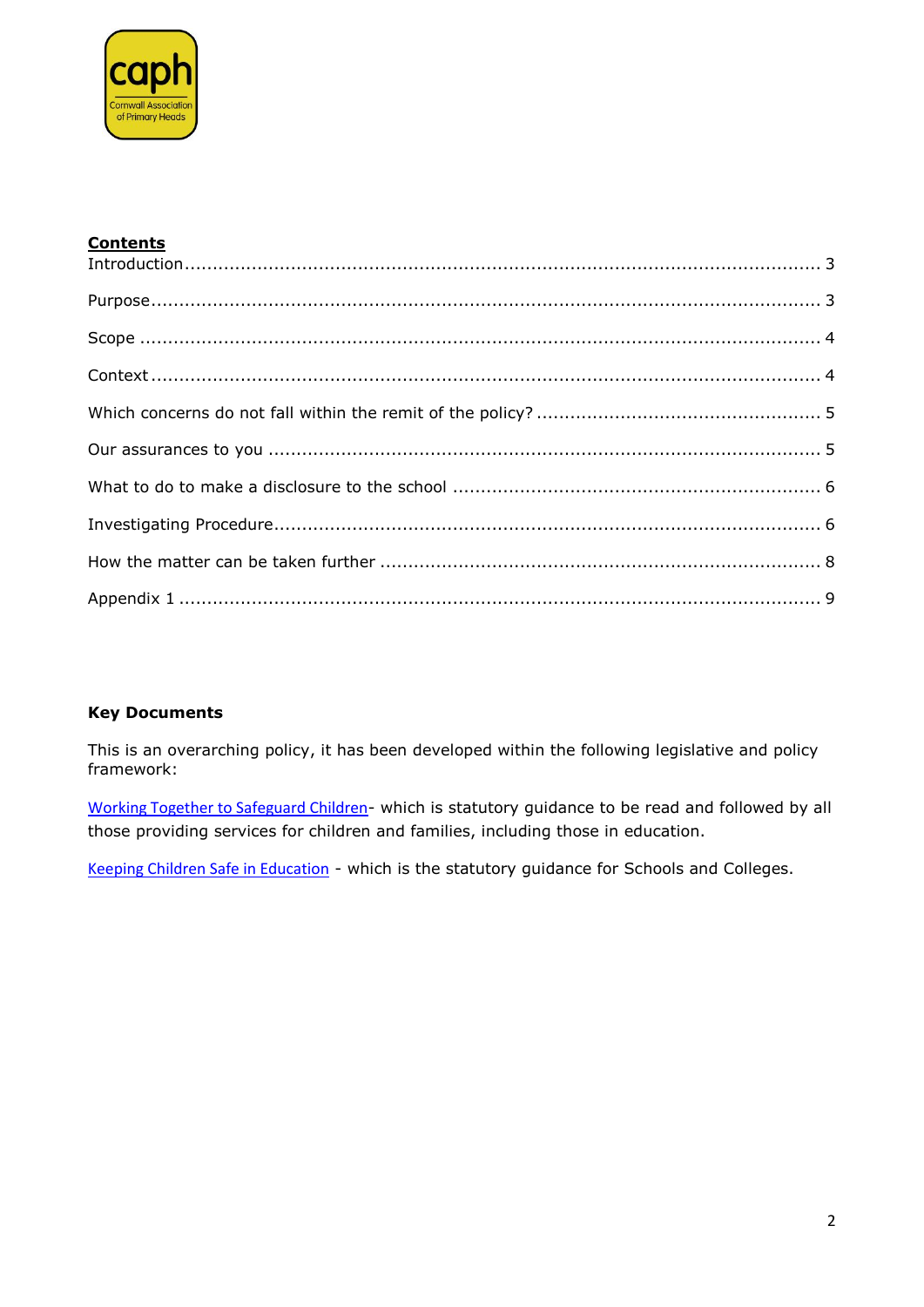**Contents**

Introduction ........................................................................................................ 3

Purpose ............................................................................................................. 3

Scope ................................................................................................................ 4

Context .............................................................................................................. 4

Which concerns do not fall within the remit of the policy? ..................................... 5

Our assurances to you ......................................................................................... 5

What to do to make a disclosure to the school ....................................................... 6

Investigating Procedure ........................................................................................ 6

How the matter can be taken further ..................................................................... 8

Appendix 1 ......................................................................................................... 9

**Key Documents**

This is an overarching policy, it has been developed within the following legislative and policy framework:

Working Together to Safeguard Children- which is statutory guidance to be read and followed by all those providing services for children and families, including those in education.

Keeping Children Safe in Education - which is the statutory guidance for Schools and Colleges.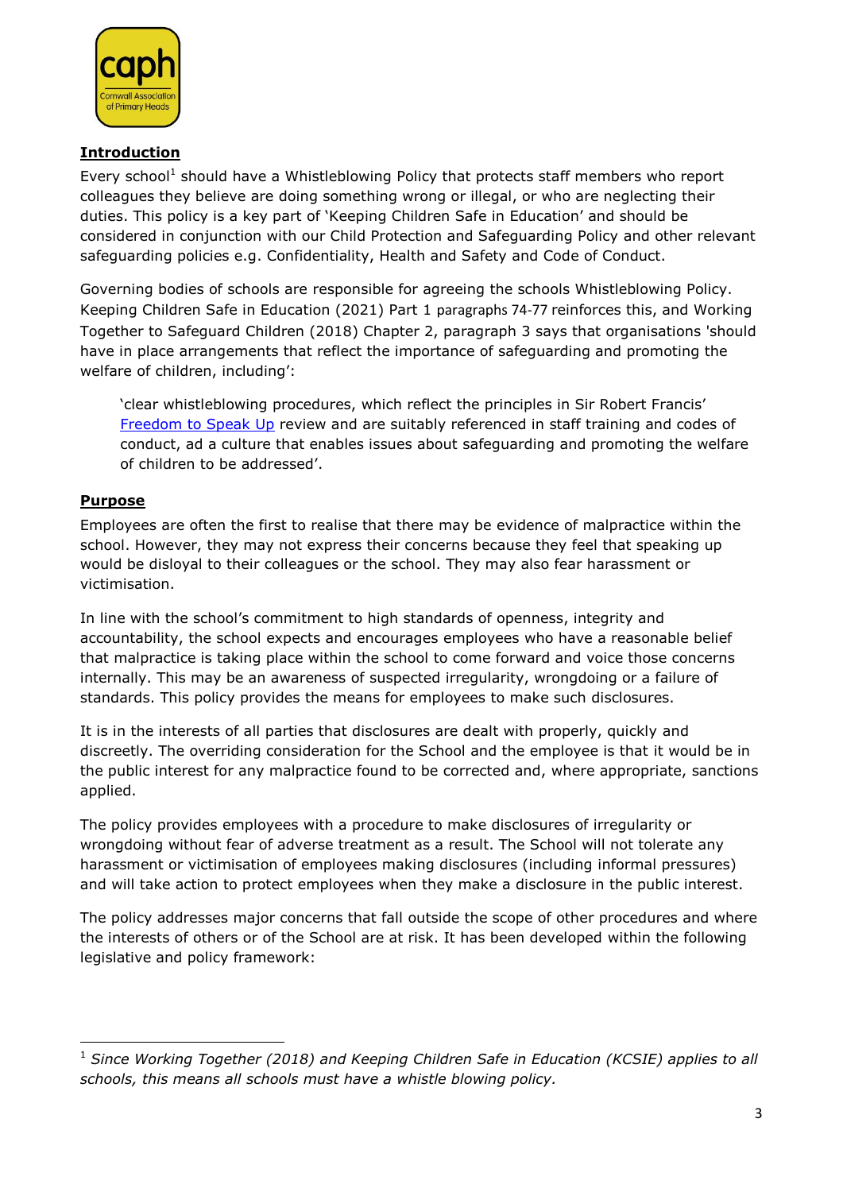## Introduction

Every school[1] should have a Whistleblowing Policy that protects staff members who report colleagues they believe are doing something wrong or illegal, or who are neglecting their duties. This policy is a key part of 'Keeping Children Safe in Education' and should be considered in conjunction with our Child Protection and Safeguarding Policy and other relevant safeguarding policies e.g. Confidentiality, Health and Safety and Code of Conduct.

Governing bodies of schools are responsible for agreeing the schools Whistleblowing Policy. Keeping Children Safe in Education (2021) Part 1 paragraphs 74-77 reinforces this, and Working Together to Safeguard Children (2018) Chapter 2, paragraph 3 says that organisations 'should have in place arrangements that reflect the importance of safeguarding and promoting the welfare of children, including':

> 'clear whistleblowing procedures, which reflect the principles in Sir Robert Francis' Freedom to Speak Up review and are suitably referenced in staff training and codes of conduct, ad a culture that enables issues about safeguarding and promoting the welfare of children to be addressed'.

## Purpose

Employees are often the first to realise that there may be evidence of malpractice within the school. However, they may not express their concerns because they feel that speaking up would be disloyal to their colleagues or the school. They may also fear harassment or victimisation.

In line with the school's commitment to high standards of openness, integrity and accountability, the school expects and encourages employees who have a reasonable belief that malpractice is taking place within the school to come forward and voice those concerns internally. This may be an awareness of suspected irregularity, wrongdoing or a failure of standards. This policy provides the means for employees to make such disclosures.

It is in the interests of all parties that disclosures are dealt with properly, quickly and discreetly. The overriding consideration for the School and the employee is that it would be in the public interest for any malpractice found to be corrected and, where appropriate, sanctions applied.

The policy provides employees with a procedure to make disclosures of irregularity or wrongdoing without fear of adverse treatment as a result. The School will not tolerate any harassment or victimisation of employees making disclosures (including informal pressures) and will take action to protect employees when they make a disclosure in the public interest.

The policy addresses major concerns that fall outside the scope of other procedures and where the interests of others or of the School are at risk. It has been developed within the following legislative and policy framework:

---

[1] *Since Working Together (2018) and Keeping Children Safe in Education (KCSIE) applies to all schools, this means all schools must have a whistle blowing policy.*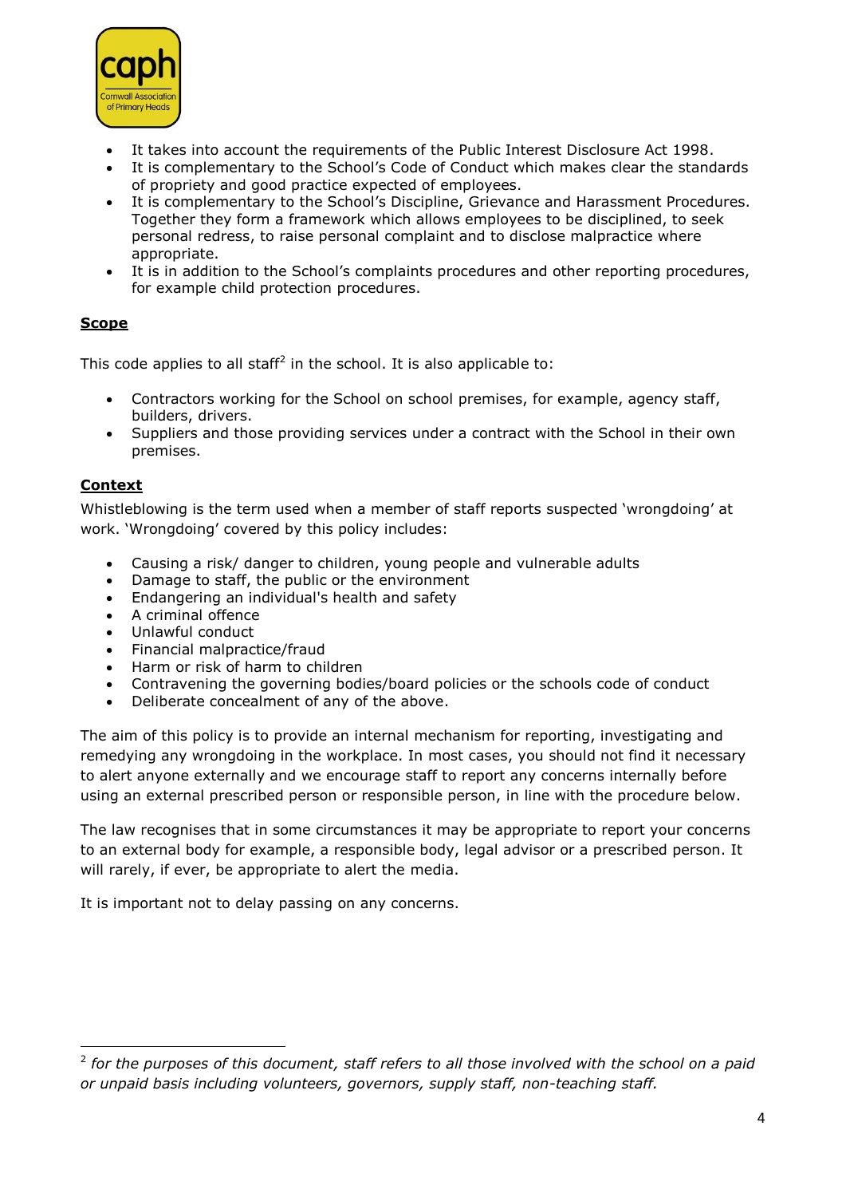- It takes into account the requirements of the Public Interest Disclosure Act 1998.
- It is complementary to the School's Code of Conduct which makes clear the standards of propriety and good practice expected of employees.
- It is complementary to the School's Discipline, Grievance and Harassment Procedures. Together they form a framework which allows employees to be disciplined, to seek personal redress, to raise personal complaint and to disclose malpractice where appropriate.
- It is in addition to the School's complaints procedures and other reporting procedures, for example child protection procedures.

**Scope**

This code applies to all staff[2] in the school. It is also applicable to:

- Contractors working for the School on school premises, for example, agency staff, builders, drivers.
- Suppliers and those providing services under a contract with the School in their own premises.

**Context**

Whistleblowing is the term used when a member of staff reports suspected 'wrongdoing' at work. 'Wrongdoing' covered by this policy includes:

- Causing a risk/ danger to children, young people and vulnerable adults
- Damage to staff, the public or the environment
- Endangering an individual's health and safety
- A criminal offence
- Unlawful conduct
- Financial malpractice/fraud
- Harm or risk of harm to children
- Contravening the governing bodies/board policies or the schools code of conduct
- Deliberate concealment of any of the above.

The aim of this policy is to provide an internal mechanism for reporting, investigating and remedying any wrongdoing in the workplace. In most cases, you should not find it necessary to alert anyone externally and we encourage staff to report any concerns internally before using an external prescribed person or responsible person, in line with the procedure below.

The law recognises that in some circumstances it may be appropriate to report your concerns to an external body for example, a responsible body, legal advisor or a prescribed person. It will rarely, if ever, be appropriate to alert the media.

It is important not to delay passing on any concerns.

---

[2] *for the purposes of this document, staff refers to all those involved with the school on a paid or unpaid basis including volunteers, governors, supply staff, non-teaching staff.*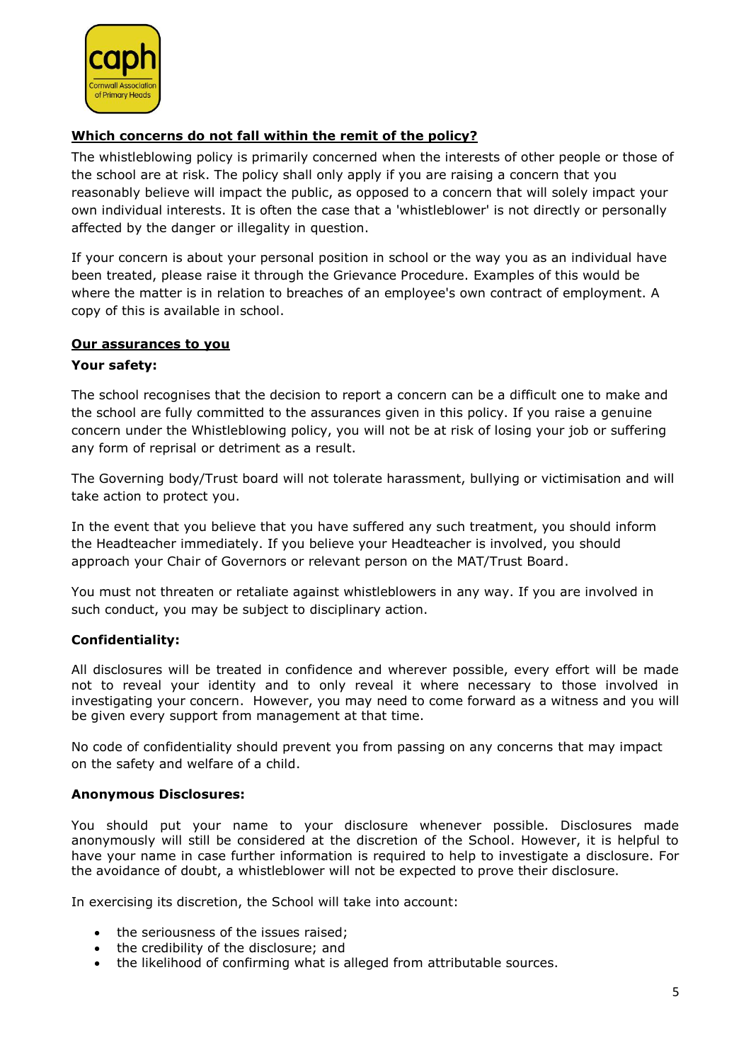## Which concerns do not fall within the remit of the policy?

The whistleblowing policy is primarily concerned when the interests of other people or those of the school are at risk. The policy shall only apply if you are raising a concern that you reasonably believe will impact the public, as opposed to a concern that will solely impact your own individual interests. It is often the case that a 'whistleblower' is not directly or personally affected by the danger or illegality in question.

If your concern is about your personal position in school or the way you as an individual have been treated, please raise it through the Grievance Procedure. Examples of this would be where the matter is in relation to breaches of an employee's own contract of employment. A copy of this is available in school.

## Our assurances to you

### Your safety:

The school recognises that the decision to report a concern can be a difficult one to make and the school are fully committed to the assurances given in this policy. If you raise a genuine concern under the Whistleblowing policy, you will not be at risk of losing your job or suffering any form of reprisal or detriment as a result.

The Governing body/Trust board will not tolerate harassment, bullying or victimisation and will take action to protect you.

In the event that you believe that you have suffered any such treatment, you should inform the Headteacher immediately. If you believe your Headteacher is involved, you should approach your Chair of Governors or relevant person on the MAT/Trust Board.

You must not threaten or retaliate against whistleblowers in any way. If you are involved in such conduct, you may be subject to disciplinary action.

### Confidentiality:

All disclosures will be treated in confidence and wherever possible, every effort will be made not to reveal your identity and to only reveal it where necessary to those involved in investigating your concern. However, you may need to come forward as a witness and you will be given every support from management at that time.

No code of confidentiality should prevent you from passing on any concerns that may impact on the safety and welfare of a child.

### Anonymous Disclosures:

You should put your name to your disclosure whenever possible. Disclosures made anonymously will still be considered at the discretion of the School. However, it is helpful to have your name in case further information is required to help to investigate a disclosure. For the avoidance of doubt, a whistleblower will not be expected to prove their disclosure.

In exercising its discretion, the School will take into account:

- the seriousness of the issues raised;
- the credibility of the disclosure; and
- the likelihood of confirming what is alleged from attributable sources.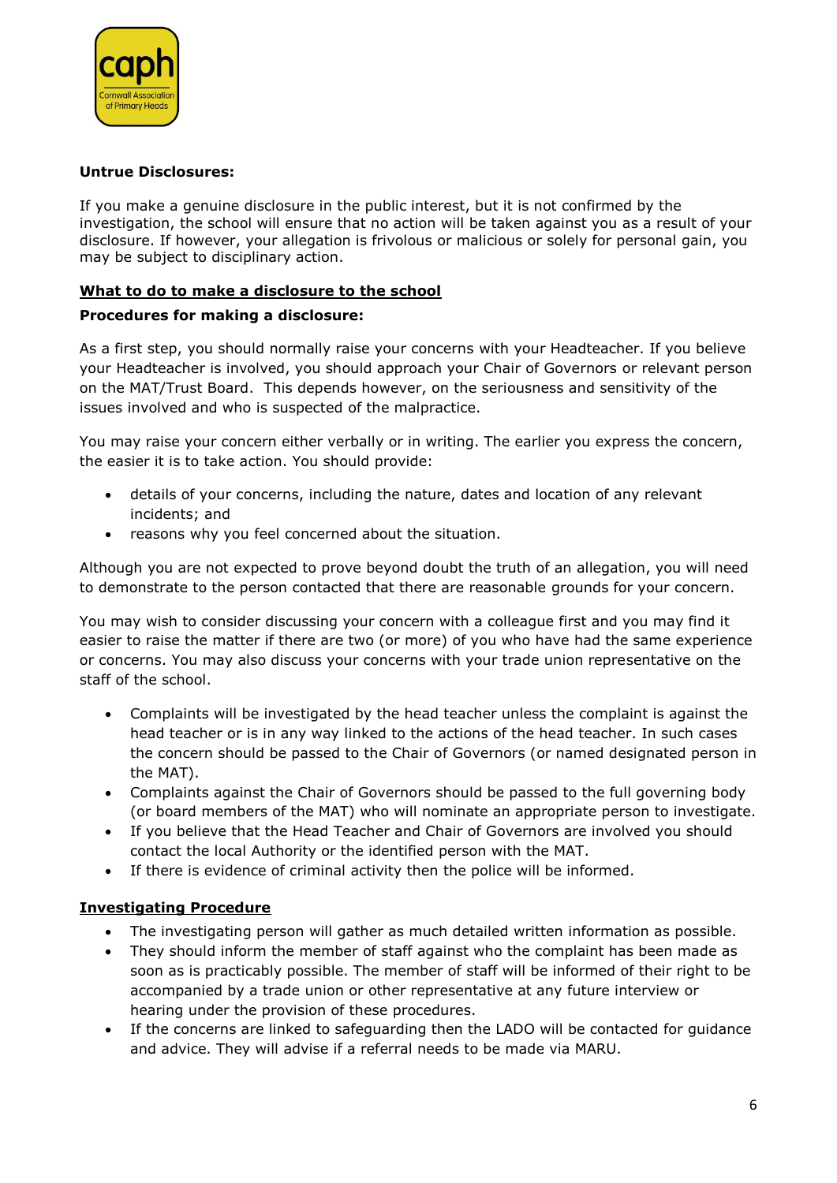**Untrue Disclosures:**

If you make a genuine disclosure in the public interest, but it is not confirmed by the investigation, the school will ensure that no action will be taken against you as a result of your disclosure. If however, your allegation is frivolous or malicious or solely for personal gain, you may be subject to disciplinary action.

## What to do to make a disclosure to the school

**Procedures for making a disclosure:**

As a first step, you should normally raise your concerns with your Headteacher. If you believe your Headteacher is involved, you should approach your Chair of Governors or relevant person on the MAT/Trust Board. This depends however, on the seriousness and sensitivity of the issues involved and who is suspected of the malpractice.

You may raise your concern either verbally or in writing. The earlier you express the concern, the easier it is to take action. You should provide:

- details of your concerns, including the nature, dates and location of any relevant incidents; and
- reasons why you feel concerned about the situation.

Although you are not expected to prove beyond doubt the truth of an allegation, you will need to demonstrate to the person contacted that there are reasonable grounds for your concern.

You may wish to consider discussing your concern with a colleague first and you may find it easier to raise the matter if there are two (or more) of you who have had the same experience or concerns. You may also discuss your concerns with your trade union representative on the staff of the school.

- Complaints will be investigated by the head teacher unless the complaint is against the head teacher or is in any way linked to the actions of the head teacher. In such cases the concern should be passed to the Chair of Governors (or named designated person in the MAT).
- Complaints against the Chair of Governors should be passed to the full governing body (or board members of the MAT) who will nominate an appropriate person to investigate.
- If you believe that the Head Teacher and Chair of Governors are involved you should contact the local Authority or the identified person with the MAT.
- If there is evidence of criminal activity then the police will be informed.

## Investigating Procedure

- The investigating person will gather as much detailed written information as possible.
- They should inform the member of staff against who the complaint has been made as soon as is practicably possible. The member of staff will be informed of their right to be accompanied by a trade union or other representative at any future interview or hearing under the provision of these procedures.
- If the concerns are linked to safeguarding then the LADO will be contacted for guidance and advice. They will advise if a referral needs to be made via MARU.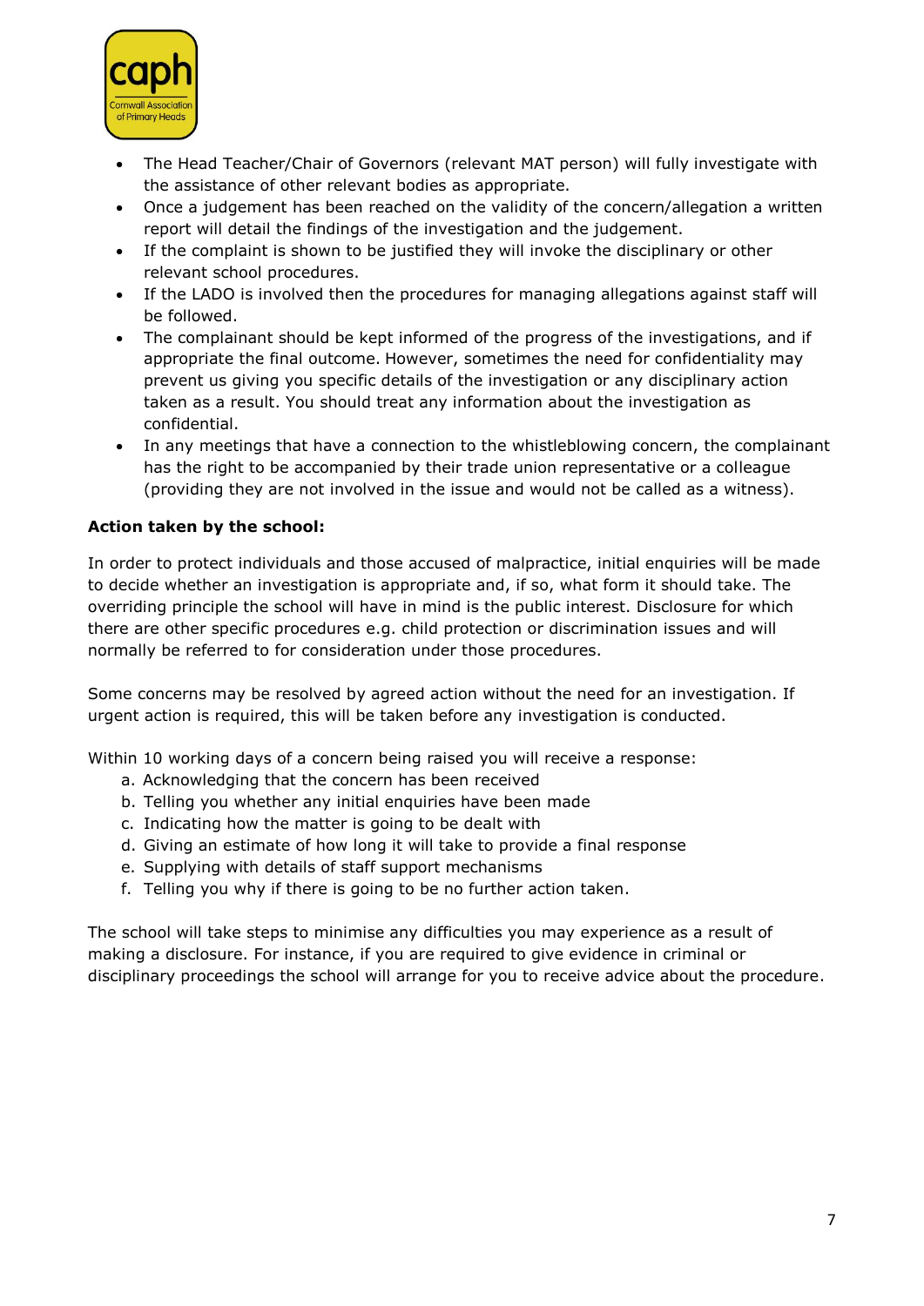- The Head Teacher/Chair of Governors (relevant MAT person) will fully investigate with the assistance of other relevant bodies as appropriate.
- Once a judgement has been reached on the validity of the concern/allegation a written report will detail the findings of the investigation and the judgement.
- If the complaint is shown to be justified they will invoke the disciplinary or other relevant school procedures.
- If the LADO is involved then the procedures for managing allegations against staff will be followed.
- The complainant should be kept informed of the progress of the investigations, and if appropriate the final outcome. However, sometimes the need for confidentiality may prevent us giving you specific details of the investigation or any disciplinary action taken as a result. You should treat any information about the investigation as confidential.
- In any meetings that have a connection to the whistleblowing concern, the complainant has the right to be accompanied by their trade union representative or a colleague (providing they are not involved in the issue and would not be called as a witness).

**Action taken by the school:**

In order to protect individuals and those accused of malpractice, initial enquiries will be made to decide whether an investigation is appropriate and, if so, what form it should take. The overriding principle the school will have in mind is the public interest. Disclosure for which there are other specific procedures e.g. child protection or discrimination issues and will normally be referred to for consideration under those procedures.

Some concerns may be resolved by agreed action without the need for an investigation. If urgent action is required, this will be taken before any investigation is conducted.

Within 10 working days of a concern being raised you will receive a response:

a. Acknowledging that the concern has been received
b. Telling you whether any initial enquiries have been made
c. Indicating how the matter is going to be dealt with
d. Giving an estimate of how long it will take to provide a final response
e. Supplying with details of staff support mechanisms
f. Telling you why if there is going to be no further action taken.

The school will take steps to minimise any difficulties you may experience as a result of making a disclosure. For instance, if you are required to give evidence in criminal or disciplinary proceedings the school will arrange for you to receive advice about the procedure.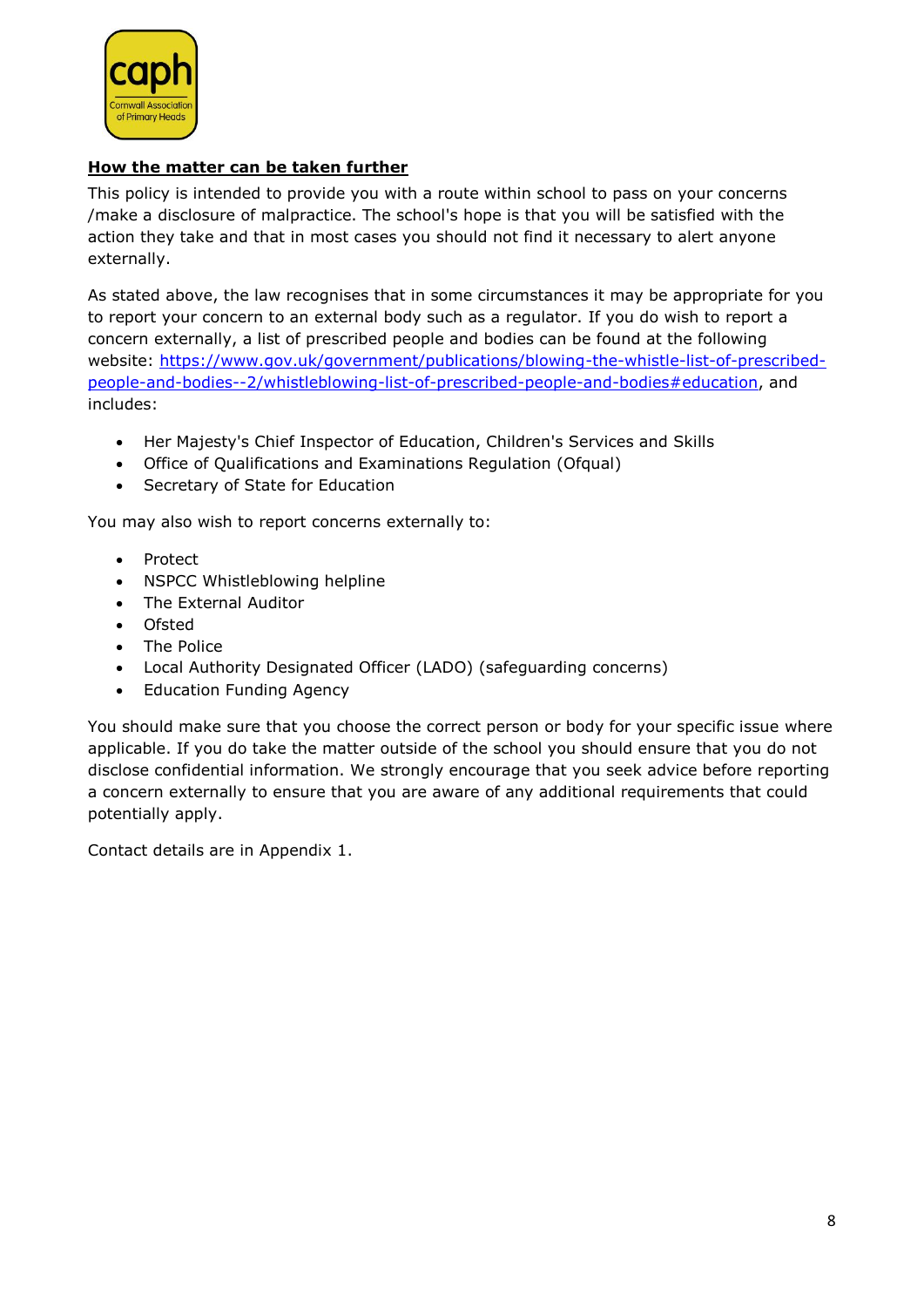**How the matter can be taken further**

This policy is intended to provide you with a route within school to pass on your concerns /make a disclosure of malpractice. The school's hope is that you will be satisfied with the action they take and that in most cases you should not find it necessary to alert anyone externally.

As stated above, the law recognises that in some circumstances it may be appropriate for you to report your concern to an external body such as a regulator. If you do wish to report a concern externally, a list of prescribed people and bodies can be found at the following website: [https://www.gov.uk/government/publications/blowing-the-whistle-list-of-prescribed-people-and-bodies--2/whistleblowing-list-of-prescribed-people-and-bodies#education](https://www.gov.uk/government/publications/blowing-the-whistle-list-of-prescribed-people-and-bodies--2/whistleblowing-list-of-prescribed-people-and-bodies#education), and includes:

- Her Majesty's Chief Inspector of Education, Children's Services and Skills
- Office of Qualifications and Examinations Regulation (Ofqual)
- Secretary of State for Education

You may also wish to report concerns externally to:

- Protect
- NSPCC Whistleblowing helpline
- The External Auditor
- Ofsted
- The Police
- Local Authority Designated Officer (LADO) (safeguarding concerns)
- Education Funding Agency

You should make sure that you choose the correct person or body for your specific issue where applicable. If you do take the matter outside of the school you should ensure that you do not disclose confidential information. We strongly encourage that you seek advice before reporting a concern externally to ensure that you are aware of any additional requirements that could potentially apply.

Contact details are in Appendix 1.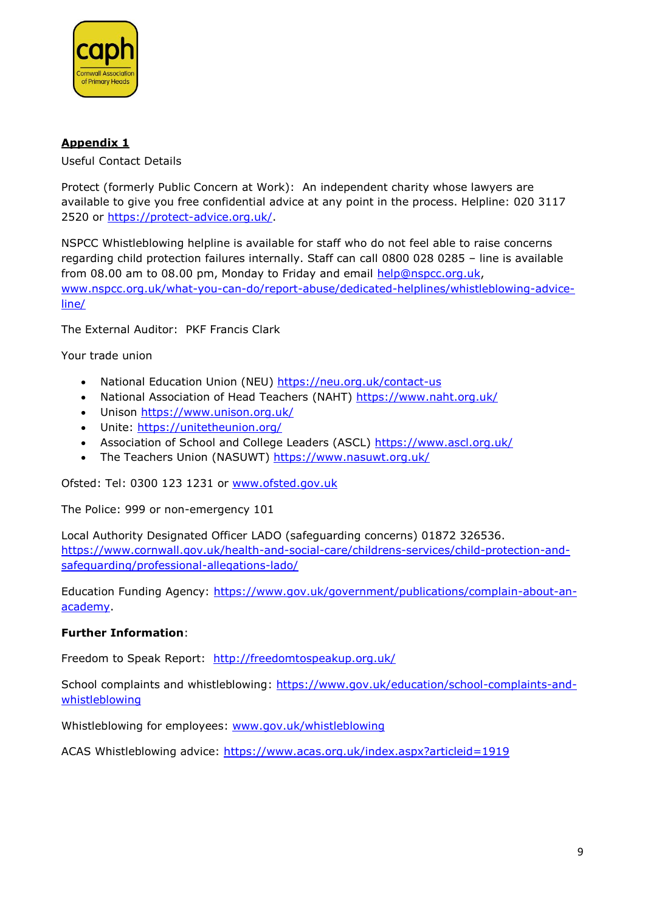**Appendix 1**

Useful Contact Details

Protect (formerly Public Concern at Work): An independent charity whose lawyers are available to give you free confidential advice at any point in the process. Helpline: 020 3117 2520 or https://protect-advice.org.uk/.

NSPCC Whistleblowing helpline is available for staff who do not feel able to raise concerns regarding child protection failures internally. Staff can call 0800 028 0285 – line is available from 08.00 am to 08.00 pm, Monday to Friday and email help@nspcc.org.uk, www.nspcc.org.uk/what-you-can-do/report-abuse/dedicated-helplines/whistleblowing-advice-line/

The External Auditor: PKF Francis Clark

Your trade union

- National Education Union (NEU) https://neu.org.uk/contact-us
- National Association of Head Teachers (NAHT) https://www.naht.org.uk/
- Unison https://www.unison.org.uk/
- Unite: https://unitetheunion.org/
- Association of School and College Leaders (ASCL) https://www.ascl.org.uk/
- The Teachers Union (NASUWT) https://www.nasuwt.org.uk/

Ofsted: Tel: 0300 123 1231 or www.ofsted.gov.uk

The Police: 999 or non-emergency 101

Local Authority Designated Officer LADO (safeguarding concerns) 01872 326536. https://www.cornwall.gov.uk/health-and-social-care/childrens-services/child-protection-and-safeguarding/professional-allegations-lado/

Education Funding Agency: https://www.gov.uk/government/publications/complain-about-an-academy.

**Further Information**:

Freedom to Speak Report: http://freedomtospeakup.org.uk/

School complaints and whistleblowing: https://www.gov.uk/education/school-complaints-and-whistleblowing

Whistleblowing for employees: www.gov.uk/whistleblowing

ACAS Whistleblowing advice: https://www.acas.org.uk/index.aspx?articleid=1919